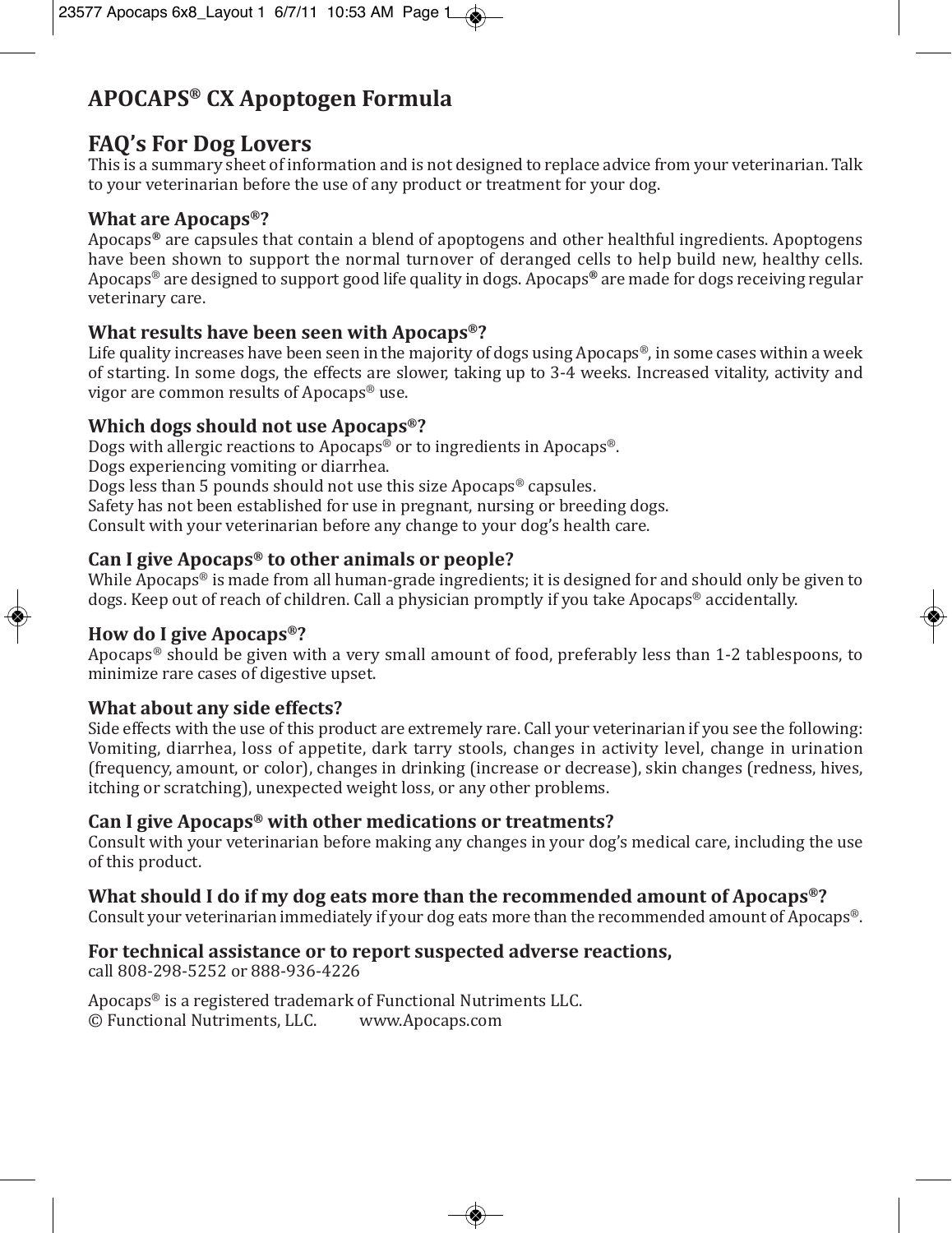# APOCAPS® CX Apoptogen Formula

## FAQ's For Dog Lovers

This is a summary sheet of information and is not designed to replace advice from your veterinarian. Talk to your veterinarian before the use of any product or treatment for your dog.

### What are Apocaps®?

Apocaps® are capsules that contain a blend of apoptogens and other healthful ingredients. Apoptogens have been shown to support the normal turnover of deranged cells to help build new, healthy cells. Apocaps® are designed to support good life quality in dogs. Apocaps® are made for dogs receiving regular veterinary care.

### What results have been seen with Apocaps®?

Life quality increases have been seen in the majority of dogs using Apocaps®, in some cases within a week of starting. In some dogs, the effects are slower, taking up to 3-4 weeks. Increased vitality, activity and vigor are common results of Apocaps® use.

### Which dogs should not use Apocaps®?

Dogs with allergic reactions to Apocaps® or to ingredients in Apocaps®.
Dogs experiencing vomiting or diarrhea.
Dogs less than 5 pounds should not use this size Apocaps® capsules.
Safety has not been established for use in pregnant, nursing or breeding dogs.
Consult with your veterinarian before any change to your dog's health care.

### Can I give Apocaps® to other animals or people?

While Apocaps® is made from all human-grade ingredients; it is designed for and should only be given to dogs. Keep out of reach of children. Call a physician promptly if you take Apocaps® accidentally.

### How do I give Apocaps®?

Apocaps® should be given with a very small amount of food, preferably less than 1-2 tablespoons, to minimize rare cases of digestive upset.

### What about any side effects?

Side effects with the use of this product are extremely rare. Call your veterinarian if you see the following: Vomiting, diarrhea, loss of appetite, dark tarry stools, changes in activity level, change in urination (frequency, amount, or color), changes in drinking (increase or decrease), skin changes (redness, hives, itching or scratching), unexpected weight loss, or any other problems.

### Can I give Apocaps® with other medications or treatments?

Consult with your veterinarian before making any changes in your dog's medical care, including the use of this product.

### What should I do if my dog eats more than the recommended amount of Apocaps®?

Consult your veterinarian immediately if your dog eats more than the recommended amount of Apocaps®.

### For technical assistance or to report suspected adverse reactions,

call 808-298-5252 or 888-936-4226

Apocaps® is a registered trademark of Functional Nutriments LLC.
© Functional Nutriments, LLC. www.Apocaps.com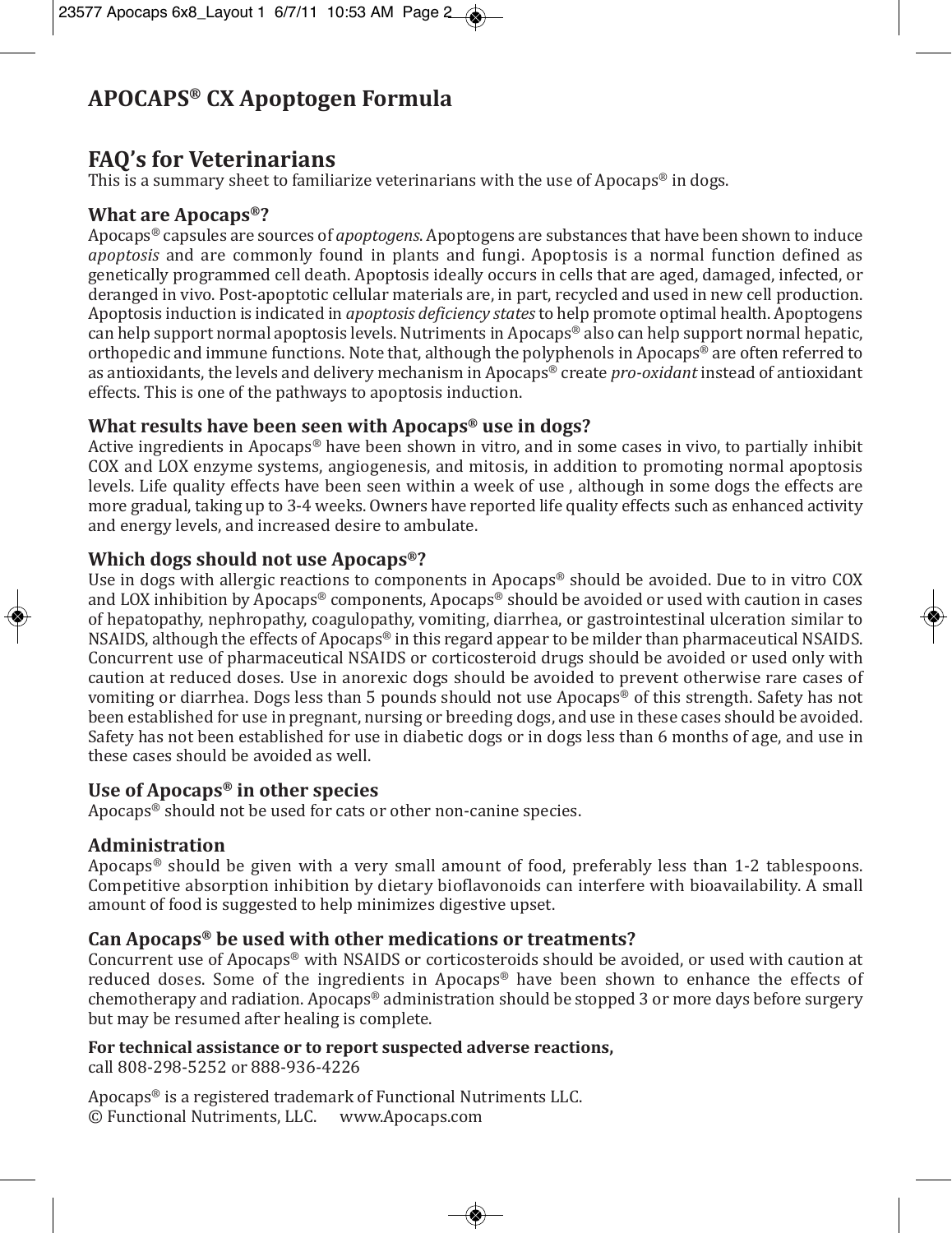# APOCAPS® CX Apoptogen Formula

## FAQ's for Veterinarians

This is a summary sheet to familiarize veterinarians with the use of Apocaps® in dogs.

### What are Apocaps®?

Apocaps® capsules are sources of *apoptogens*. Apoptogens are substances that have been shown to induce *apoptosis* and are commonly found in plants and fungi. Apoptosis is a normal function defined as genetically programmed cell death. Apoptosis ideally occurs in cells that are aged, damaged, infected, or deranged in vivo. Post-apoptotic cellular materials are, in part, recycled and used in new cell production. Apoptosis induction is indicated in *apoptosis deficiency states* to help promote optimal health. Apoptogens can help support normal apoptosis levels. Nutriments in Apocaps® also can help support normal hepatic, orthopedic and immune functions. Note that, although the polyphenols in Apocaps® are often referred to as antioxidants, the levels and delivery mechanism in Apocaps® create *pro-oxidant* instead of antioxidant effects. This is one of the pathways to apoptosis induction.

### What results have been seen with Apocaps® use in dogs?

Active ingredients in Apocaps® have been shown in vitro, and in some cases in vivo, to partially inhibit COX and LOX enzyme systems, angiogenesis, and mitosis, in addition to promoting normal apoptosis levels. Life quality effects have been seen within a week of use , although in some dogs the effects are more gradual, taking up to 3-4 weeks. Owners have reported life quality effects such as enhanced activity and energy levels, and increased desire to ambulate.

### Which dogs should not use Apocaps®?

Use in dogs with allergic reactions to components in Apocaps® should be avoided. Due to in vitro COX and LOX inhibition by Apocaps® components, Apocaps® should be avoided or used with caution in cases of hepatopathy, nephropathy, coagulopathy, vomiting, diarrhea, or gastrointestinal ulceration similar to NSAIDS, although the effects of Apocaps® in this regard appear to be milder than pharmaceutical NSAIDS. Concurrent use of pharmaceutical NSAIDS or corticosteroid drugs should be avoided or used only with caution at reduced doses. Use in anorexic dogs should be avoided to prevent otherwise rare cases of vomiting or diarrhea. Dogs less than 5 pounds should not use Apocaps® of this strength. Safety has not been established for use in pregnant, nursing or breeding dogs, and use in these cases should be avoided. Safety has not been established for use in diabetic dogs or in dogs less than 6 months of age, and use in these cases should be avoided as well.

### Use of Apocaps® in other species

Apocaps® should not be used for cats or other non-canine species.

### Administration

Apocaps® should be given with a very small amount of food, preferably less than 1-2 tablespoons. Competitive absorption inhibition by dietary bioflavonoids can interfere with bioavailability. A small amount of food is suggested to help minimizes digestive upset.

### Can Apocaps® be used with other medications or treatments?

Concurrent use of Apocaps® with NSAIDS or corticosteroids should be avoided, or used with caution at reduced doses. Some of the ingredients in Apocaps® have been shown to enhance the effects of chemotherapy and radiation. Apocaps® administration should be stopped 3 or more days before surgery but may be resumed after healing is complete.

**For technical assistance or to report suspected adverse reactions,**
call 808-298-5252 or 888-936-4226

Apocaps® is a registered trademark of Functional Nutriments LLC.
© Functional Nutriments, LLC. www.Apocaps.com